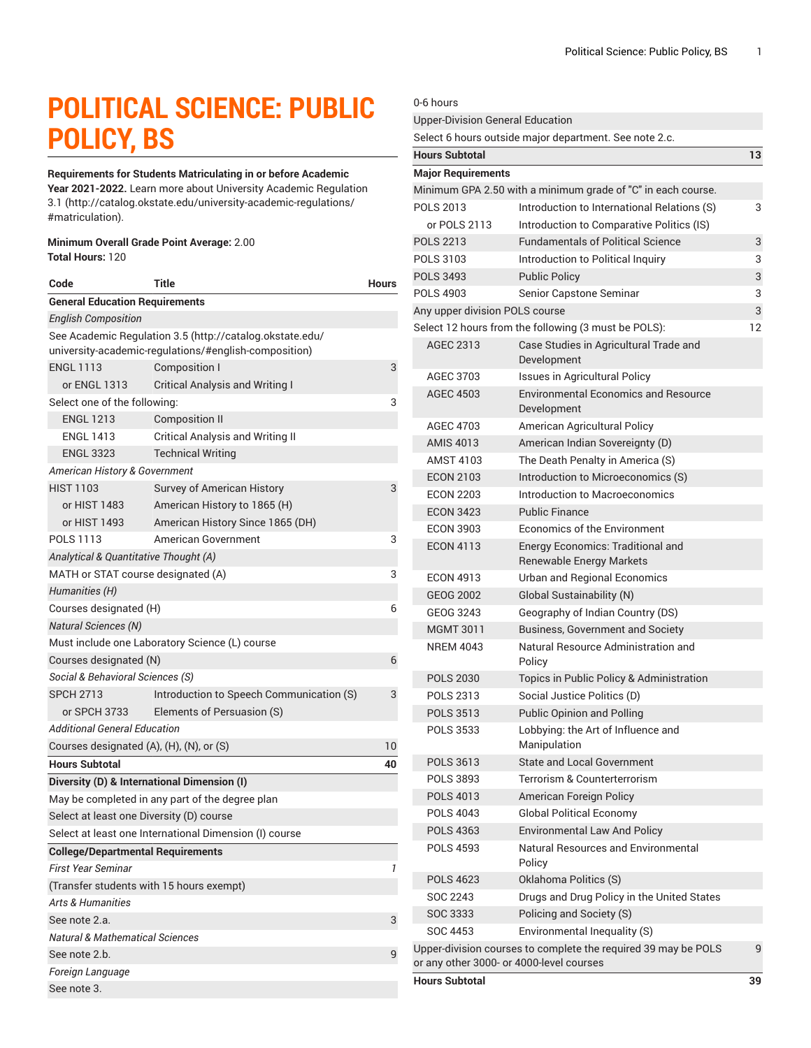# POLITICAL SCIENCE: PUBLIC POLICY, BS

**Requirements for Students Matriculating in or before Academic Year 2021-2022.** Learn more about University Academic Regulation 3.1 (http://catalog.okstate.edu/university-academic-regulations/#matriculation).

**Minimum Overall Grade Point Average:** 2.00
**Total Hours:** 120

| Code | Title | Hours |
|---|---|---|
| **General Education Requirements** | | |
| *English Composition* | | |
| See Academic Regulation 3.5 (http://catalog.okstate.edu/university-academic-regulations/#english-composition) | | |
| ENGL 1113 | Composition I | 3 |
| or ENGL 1313 | Critical Analysis and Writing I | |
| Select one of the following: | | 3 |
| ENGL 1213 | Composition II | |
| ENGL 1413 | Critical Analysis and Writing II | |
| ENGL 3323 | Technical Writing | |
| *American History & Government* | | |
| HIST 1103 | Survey of American History | 3 |
| or HIST 1483 | American History to 1865 (H) | |
| or HIST 1493 | American History Since 1865 (DH) | |
| POLS 1113 | American Government | 3 |
| *Analytical & Quantitative Thought (A)* | | |
| MATH or STAT course designated (A) | | 3 |
| *Humanities (H)* | | |
| Courses designated (H) | | 6 |
| *Natural Sciences (N)* | | |
| Must include one Laboratory Science (L) course | | |
| Courses designated (N) | | 6 |
| *Social & Behavioral Sciences (S)* | | |
| SPCH 2713 | Introduction to Speech Communication (S) | 3 |
| or SPCH 3733 | Elements of Persuasion (S) | |
| *Additional General Education* | | |
| Courses designated (A), (H), (N), or (S) | | 10 |
| **Hours Subtotal** | | **40** |
| **Diversity (D) & International Dimension (I)** | | |
| May be completed in any part of the degree plan | | |
| Select at least one Diversity (D) course | | |
| Select at least one International Dimension (I) course | | |
| **College/Departmental Requirements** | | |
| *First Year Seminar* | | *1* |
| (Transfer students with 15 hours exempt) | | |
| *Arts & Humanities* | | |
| See note 2.a. | | 3 |
| *Natural & Mathematical Sciences* | | |
| See note 2.b. | | 9 |
| *Foreign Language* | | |
| See note 3. | | 0-6 hours |
| Upper-Division General Education | | |
| Select 6 hours outside major department. See note 2.c. | | |
| **Hours Subtotal** | | **13** |
| **Major Requirements** | | |
| Minimum GPA 2.50 with a minimum grade of "C" in each course. | | |
| POLS 2013 | Introduction to International Relations (S) | 3 |
| or POLS 2113 | Introduction to Comparative Politics (IS) | |
| POLS 2213 | Fundamentals of Political Science | 3 |
| POLS 3103 | Introduction to Political Inquiry | 3 |
| POLS 3493 | Public Policy | 3 |
| POLS 4903 | Senior Capstone Seminar | 3 |
| Any upper division POLS course | | 3 |
| Select 12 hours from the following (3 must be POLS): | | 12 |
| AGEC 2313 | Case Studies in Agricultural Trade and Development | |
| AGEC 3703 | Issues in Agricultural Policy | |
| AGEC 4503 | Environmental Economics and Resource Development | |
| AGEC 4703 | American Agricultural Policy | |
| AMIS 4013 | American Indian Sovereignty (D) | |
| AMST 4103 | The Death Penalty in America (S) | |
| ECON 2103 | Introduction to Microeconomics (S) | |
| ECON 2203 | Introduction to Macroeconomics | |
| ECON 3423 | Public Finance | |
| ECON 3903 | Economics of the Environment | |
| ECON 4113 | Energy Economics: Traditional and Renewable Energy Markets | |
| ECON 4913 | Urban and Regional Economics | |
| GEOG 2002 | Global Sustainability (N) | |
| GEOG 3243 | Geography of Indian Country (DS) | |
| MGMT 3011 | Business, Government and Society | |
| NREM 4043 | Natural Resource Administration and Policy | |
| POLS 2030 | Topics in Public Policy & Administration | |
| POLS 2313 | Social Justice Politics (D) | |
| POLS 3513 | Public Opinion and Polling | |
| POLS 3533 | Lobbying: the Art of Influence and Manipulation | |
| POLS 3613 | State and Local Government | |
| POLS 3893 | Terrorism & Counterterrorism | |
| POLS 4013 | American Foreign Policy | |
| POLS 4043 | Global Political Economy | |
| POLS 4363 | Environmental Law And Policy | |
| POLS 4593 | Natural Resources and Environmental Policy | |
| POLS 4623 | Oklahoma Politics (S) | |
| SOC 2243 | Drugs and Drug Policy in the United States | |
| SOC 3333 | Policing and Society (S) | |
| SOC 4453 | Environmental Inequality (S) | |
| Upper-division courses to complete the required 39 may be POLS or any other 3000- or 4000-level courses | | 9 |
| **Hours Subtotal** | | **39** |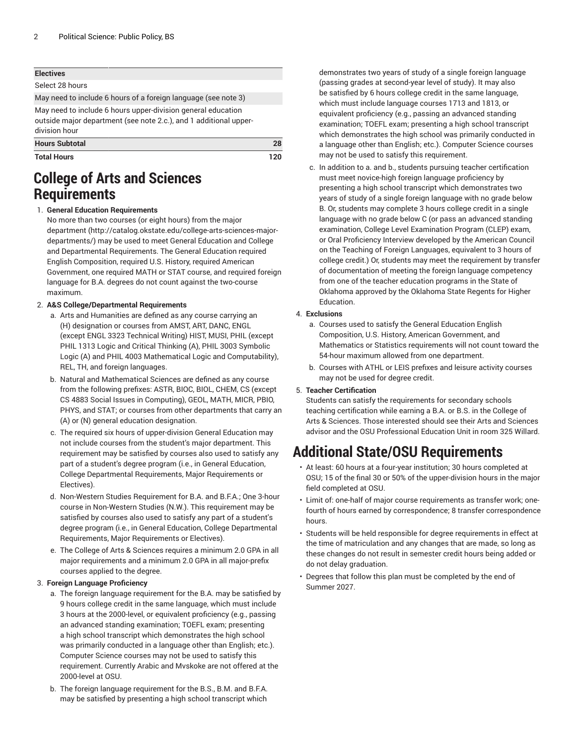| | |
|---|---|
| **Electives** | |
| Select 28 hours | |
| May need to include 6 hours of a foreign language (see note 3) | |
| May need to include 6 hours upper-division general education outside major department (see note 2.c.), and 1 additional upper-division hour | |
| **Hours Subtotal** | **28** |
| **Total Hours** | **120** |

# College of Arts and Sciences Requirements

1. **General Education Requirements**
   No more than two courses (or eight hours) from the major department (http://catalog.okstate.edu/college-arts-sciences-major-departments/) may be used to meet General Education and College and Departmental Requirements. The General Education required English Composition, required U.S. History, required American Government, one required MATH or STAT course, and required foreign language for B.A. degrees do not count against the two-course maximum.
2. **A&S College/Departmental Requirements**
   a. Arts and Humanities are defined as any course carrying an (H) designation or courses from AMST, ART, DANC, ENGL (except ENGL 3323 Technical Writing) HIST, MUSI, PHIL (except PHIL 1313 Logic and Critical Thinking (A), PHIL 3003 Symbolic Logic (A) and PHIL 4003 Mathematical Logic and Computability), REL, TH, and foreign languages.
   b. Natural and Mathematical Sciences are defined as any course from the following prefixes: ASTR, BIOC, BIOL, CHEM, CS (except CS 4883 Social Issues in Computing), GEOL, MATH, MICR, PBIO, PHYS, and STAT; or courses from other departments that carry an (A) or (N) general education designation.
   c. The required six hours of upper-division General Education may not include courses from the student's major department. This requirement may be satisfied by courses also used to satisfy any part of a student's degree program (i.e., in General Education, College Departmental Requirements, Major Requirements or Electives).
   d. Non-Western Studies Requirement for B.A. and B.F.A.; One 3-hour course in Non-Western Studies (N.W.). This requirement may be satisfied by courses also used to satisfy any part of a student's degree program (i.e., in General Education, College Departmental Requirements, Major Requirements or Electives).
   e. The College of Arts & Sciences requires a minimum 2.0 GPA in all major requirements and a minimum 2.0 GPA in all major-prefix courses applied to the degree.
3. **Foreign Language Proficiency**
   a. The foreign language requirement for the B.A. may be satisfied by 9 hours college credit in the same language, which must include 3 hours at the 2000-level, or equivalent proficiency (e.g., passing an advanced standing examination; TOEFL exam; presenting a high school transcript which demonstrates the high school was primarily conducted in a language other than English; etc.). Computer Science courses may not be used to satisfy this requirement. Currently Arabic and Mvskoke are not offered at the 2000-level at OSU.
   b. The foreign language requirement for the B.S., B.M. and B.F.A. may be satisfied by presenting a high school transcript which demonstrates two years of study of a single foreign language (passing grades at second-year level of study). It may also be satisfied by 6 hours college credit in the same language, which must include language courses 1713 and 1813, or equivalent proficiency (e.g., passing an advanced standing examination; TOEFL exam; presenting a high school transcript which demonstrates the high school was primarily conducted in a language other than English; etc.). Computer Science courses may not be used to satisfy this requirement.
   c. In addition to a. and b., students pursuing teacher certification must meet novice-high foreign language proficiency by presenting a high school transcript which demonstrates two years of study of a single foreign language with no grade below B. Or, students may complete 3 hours college credit in a single language with no grade below C (or pass an advanced standing examination, College Level Examination Program (CLEP) exam, or Oral Proficiency Interview developed by the American Council on the Teaching of Foreign Languages, equivalent to 3 hours of college credit.) Or, students may meet the requirement by transfer of documentation of meeting the foreign language competency from one of the teacher education programs in the State of Oklahoma approved by the Oklahoma State Regents for Higher Education.
4. **Exclusions**
   a. Courses used to satisfy the General Education English Composition, U.S. History, American Government, and Mathematics or Statistics requirements will not count toward the 54-hour maximum allowed from one department.
   b. Courses with ATHL or LEIS prefixes and leisure activity courses may not be used for degree credit.
5. **Teacher Certification**
   Students can satisfy the requirements for secondary schools teaching certification while earning a B.A. or B.S. in the College of Arts & Sciences. Those interested should see their Arts and Sciences advisor and the OSU Professional Education Unit in room 325 Willard.

# Additional State/OSU Requirements

- At least: 60 hours at a four-year institution; 30 hours completed at OSU; 15 of the final 30 or 50% of the upper-division hours in the major field completed at OSU.
- Limit of: one-half of major course requirements as transfer work; one-fourth of hours earned by correspondence; 8 transfer correspondence hours.
- Students will be held responsible for degree requirements in effect at the time of matriculation and any changes that are made, so long as these changes do not result in semester credit hours being added or do not delay graduation.
- Degrees that follow this plan must be completed by the end of Summer 2027.